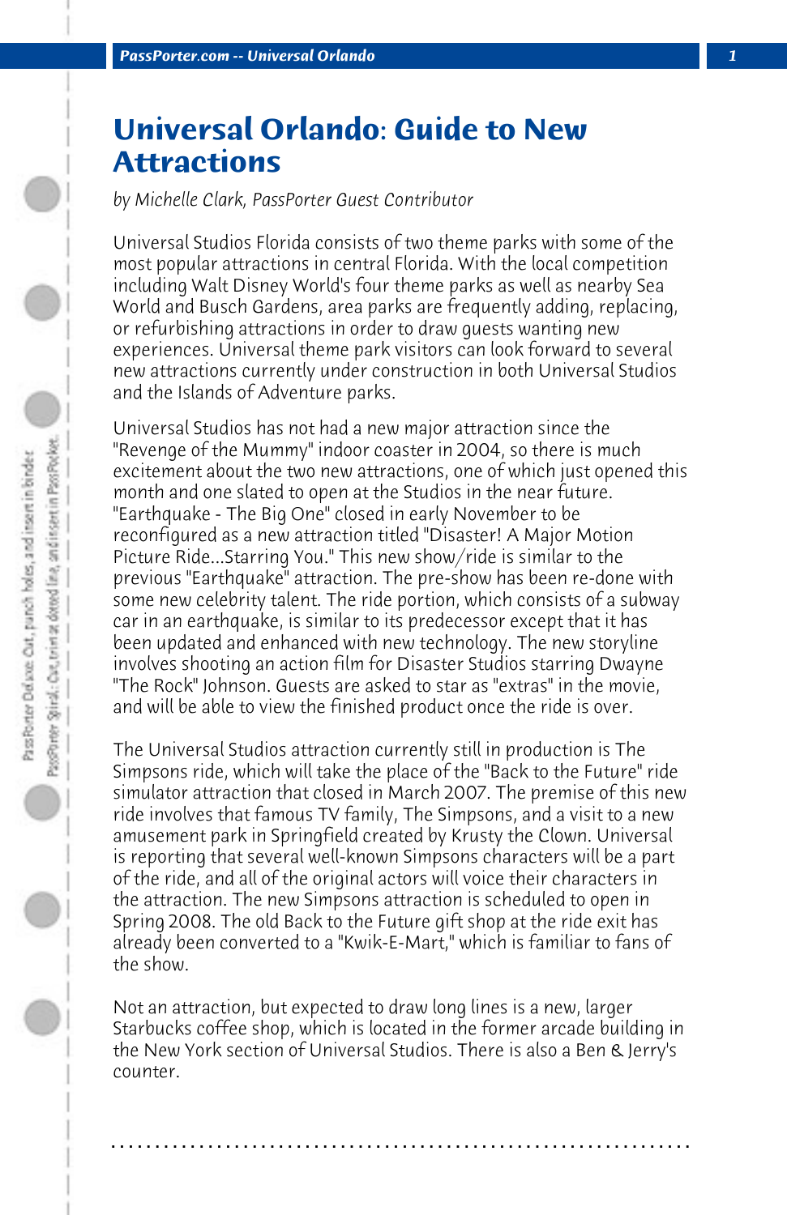# Universal Orlando: Guide to New Attractions

*by Michelle Clark, PassPorter Guest Contributor*

Universal Studios Florida consists of two theme parks with some of the most popular attractions in central Florida. With the local competition including Walt Disney World's four theme parks as well as nearby Sea World and Busch Gardens, area parks are frequently adding, replacing, or refurbishing attractions in order to draw guests wanting new experiences. Universal theme park visitors can look forward to several new attractions currently under construction in both Universal Studios and the Islands of Adventure parks.

Universal Studios has not had a new major attraction since the "Revenge of the Mummy" indoor coaster in 2004, so there is much excitement about the two new attractions, one of which just opened this month and one slated to open at the Studios in the near future. "Earthquake - The Big One" closed in early November to be reconfigured as a new attraction titled "Disaster! A Major Motion Picture Ride...Starring You." This new show/ride is similar to the previous "Earthquake" attraction. The pre-show has been re-done with some new celebrity talent. The ride portion, which consists of a subway car in an earthquake, is similar to its predecessor except that it has been updated and enhanced with new technology. The new storyline involves shooting an action film for Disaster Studios starring Dwayne "The Rock" Johnson. Guests are asked to star as "extras" in the movie, and will be able to view the finished product once the ride is over.

The Universal Studios attraction currently still in production is The Simpsons ride, which will take the place of the "Back to the Future" ride simulator attraction that closed in March 2007. The premise of this new ride involves that famous TV family, The Simpsons, and a visit to a new amusement park in Springfield created by Krusty the Clown. Universal is reporting that several well-known Simpsons characters will be a part of the ride, and all of the original actors will voice their characters in the attraction. The new Simpsons attraction is scheduled to open in Spring 2008. The old Back to the Future gift shop at the ride exit has already been converted to a "Kwik-E-Mart," which is familiar to fans of the show.

Not an attraction, but expected to draw long lines is a new, larger Starbucks coffee shop, which is located in the former arcade building in the New York section of Universal Studios. There is also a Ben & Jerry's counter.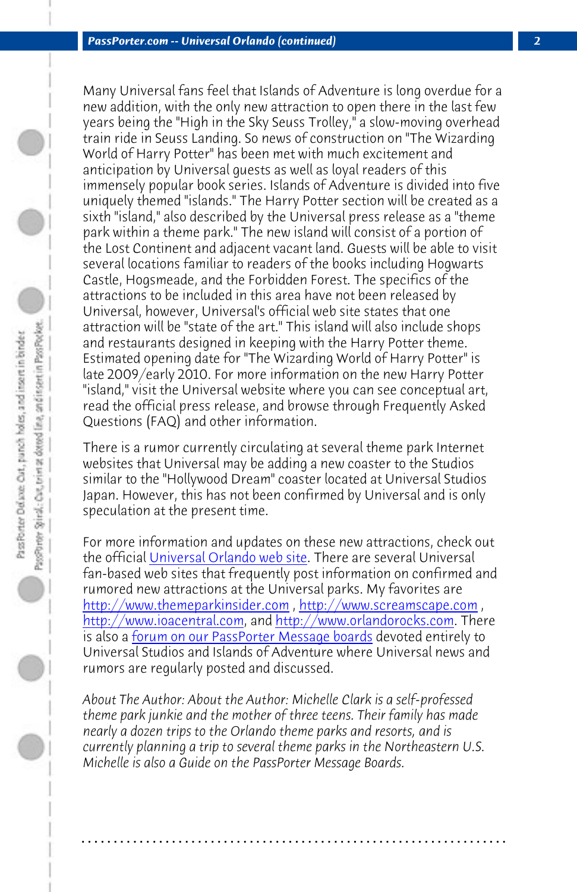Many Universal fans feel that Islands of Adventure is long overdue for a new addition, with the only new attraction to open there in the last few years being the "High in the Sky Seuss Trolley," a slow-moving overhead train ride in Seuss Landing. So news of construction on "The Wizarding World of Harry Potter" has been met with much excitement and anticipation by Universal guests as well as loyal readers of this immensely popular book series. Islands of Adventure is divided into five uniquely themed "islands." The Harry Potter section will be created as a sixth "island," also described by the Universal press release as a "theme park within a theme park." The new island will consist of a portion of the Lost Continent and adjacent vacant land. Guests will be able to visit several locations familiar to readers of the books including Hogwarts Castle, Hogsmeade, and the Forbidden Forest. The specifics of the attractions to be included in this area have not been released by Universal, however, Universal's official web site states that one attraction will be "state of the art." This island will also include shops and restaurants designed in keeping with the Harry Potter theme. Estimated opening date for "The Wizarding World of Harry Potter" is late 2009/early 2010. For more information on the new Harry Potter "island," visit the Universal website where you can see conceptual art, read the official press release, and browse through Frequently Asked Questions (FAQ) and other information.

There is a rumor currently circulating at several theme park Internet websites that Universal may be adding a new coaster to the Studios similar to the "Hollywood Dream" coaster located at Universal Studios Japan. However, this has not been confirmed by Universal and is only speculation at the present time.

For more information and updates on these new attractions, check out the official Universal Orlando web site. There are several Universal fan-based web sites that frequently post information on confirmed and rumored new attractions at the Universal parks. My favorites are http://www.themeparkinsider.com , http://www.screamscape.com , http://www.ioacentral.com, and http://www.orlandorocks.com. There is also a forum on our PassPorter Message boards devoted entirely to Universal Studios and Islands of Adventure where Universal news and rumors are regularly posted and discussed.

*About The Author: About the Author: Michelle Clark is a self-professed theme park junkie and the mother of three teens. Their family has made nearly a dozen trips to the Orlando theme parks and resorts, and is currently planning a trip to several theme parks in the Northeastern U.S. Michelle is also a Guide on the PassPorter Message Boards.*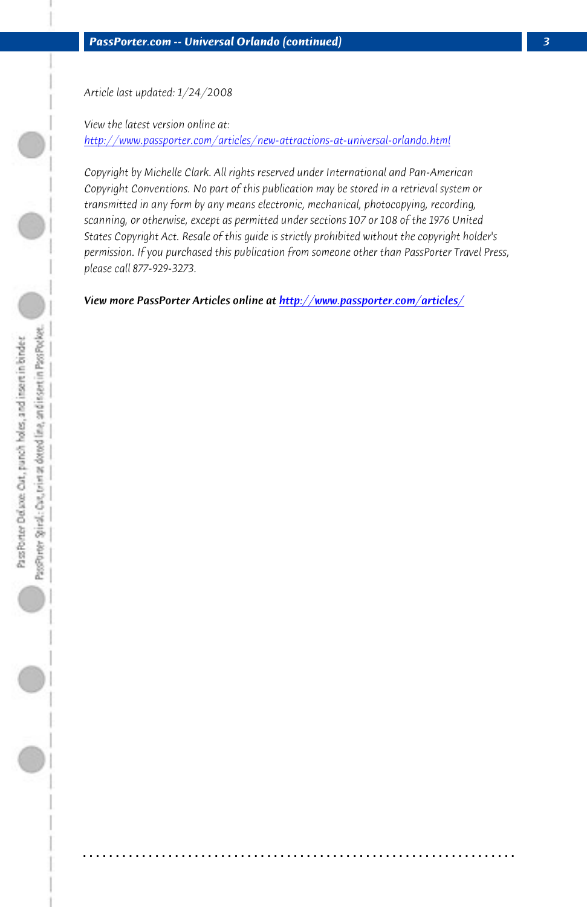*Article last updated: 1/24/2008*

*View the latest version online at:*
*[http://www.passporter.com/articles/new-attractions-at-universal-orlando.html](http://www.passporter.com/articles/new-attractions-at-universal-orlando.html)*

*Copyright by Michelle Clark. All rights reserved under International and Pan-American Copyright Conventions. No part of this publication may be stored in a retrieval system or transmitted in any form by any means electronic, mechanical, photocopying, recording, scanning, or otherwise, except as permitted under sections 107 or 108 of the 1976 United States Copyright Act. Resale of this guide is strictly prohibited without the copyright holder's permission. If you purchased this publication from someone other than PassPorter Travel Press, please call 877-929-3273.*

***View more PassPorter Articles online at [http://www.passporter.com/articles/](http://www.passporter.com/articles/)***